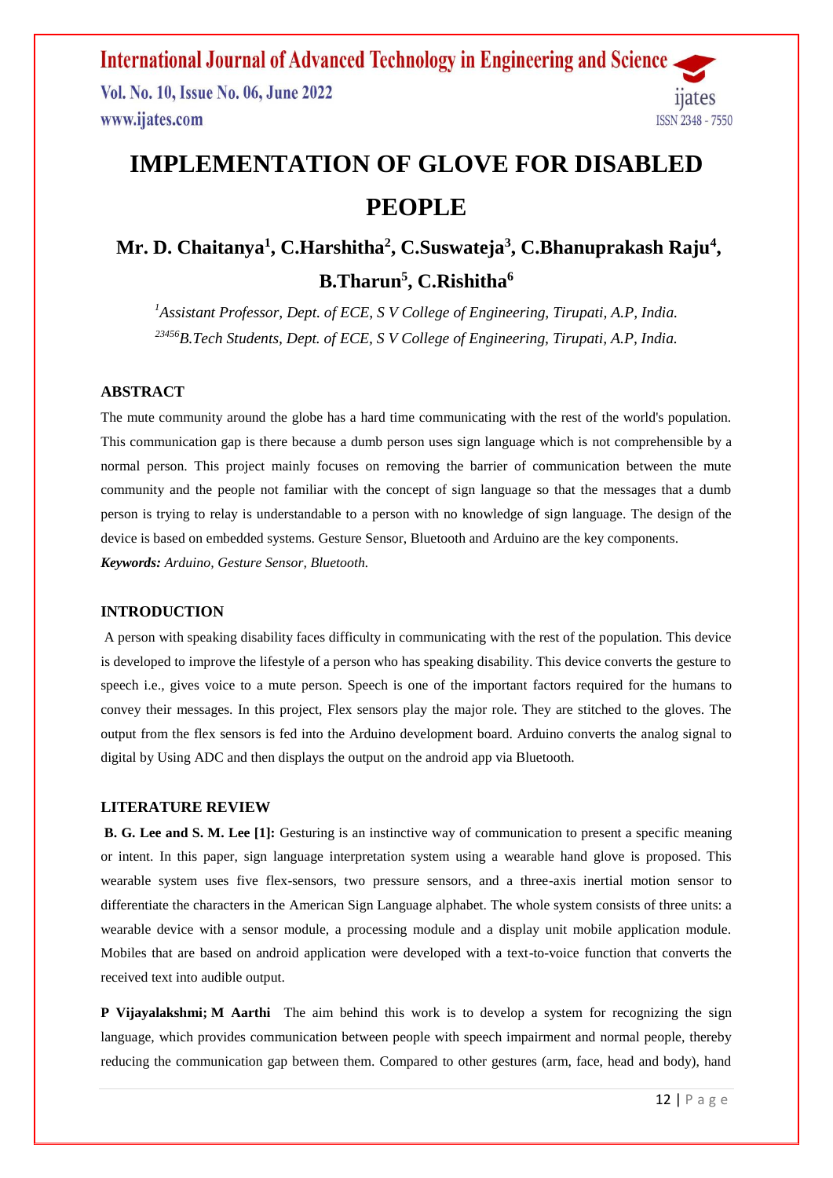# IMPLEMENTATION OF GLOVE FOR DISABLED PEOPLE

**Mr. D. Chaitanya[1], C.Harshitha[2], C.Suswateja[3], C.Bhanuprakash Raju[4], B.Tharun[5], C.Rishitha[6]**

*[1]Assistant Professor, Dept. of ECE, S V College of Engineering, Tirupati, A.P, India.*
*[23456]B.Tech Students, Dept. of ECE, S V College of Engineering, Tirupati, A.P, India.*

## ABSTRACT

The mute community around the globe has a hard time communicating with the rest of the world's population. This communication gap is there because a dumb person uses sign language which is not comprehensible by a normal person. This project mainly focuses on removing the barrier of communication between the mute community and the people not familiar with the concept of sign language so that the messages that a dumb person is trying to relay is understandable to a person with no knowledge of sign language. The design of the device is based on embedded systems. Gesture Sensor, Bluetooth and Arduino are the key components.

***Keywords:*** *Arduino, Gesture Sensor, Bluetooth.*

## INTRODUCTION

A person with speaking disability faces difficulty in communicating with the rest of the population. This device is developed to improve the lifestyle of a person who has speaking disability. This device converts the gesture to speech i.e., gives voice to a mute person. Speech is one of the important factors required for the humans to convey their messages. In this project, Flex sensors play the major role. They are stitched to the gloves. The output from the flex sensors is fed into the Arduino development board. Arduino converts the analog signal to digital by Using ADC and then displays the output on the android app via Bluetooth.

## LITERATURE REVIEW

**B. G. Lee and S. M. Lee [1]:** Gesturing is an instinctive way of communication to present a specific meaning or intent. In this paper, sign language interpretation system using a wearable hand glove is proposed. This wearable system uses five flex-sensors, two pressure sensors, and a three-axis inertial motion sensor to differentiate the characters in the American Sign Language alphabet. The whole system consists of three units: a wearable device with a sensor module, a processing module and a display unit mobile application module. Mobiles that are based on android application were developed with a text-to-voice function that converts the received text into audible output.

**P Vijayalakshmi; M Aarthi** The aim behind this work is to develop a system for recognizing the sign language, which provides communication between people with speech impairment and normal people, thereby reducing the communication gap between them. Compared to other gestures (arm, face, head and body), hand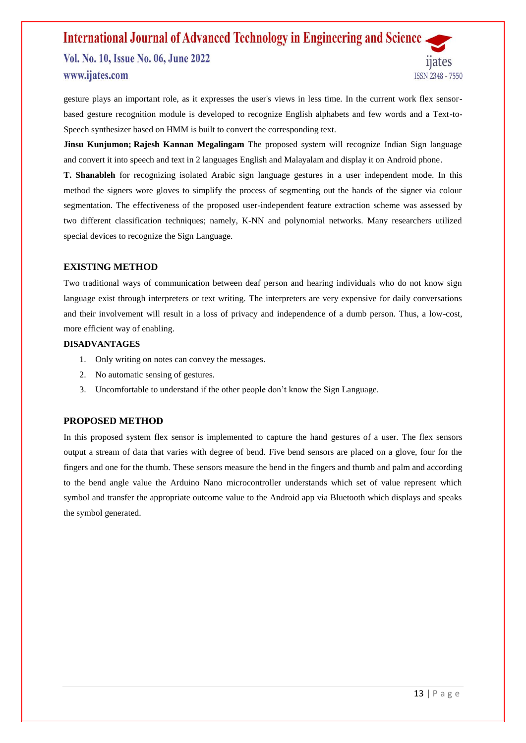gesture plays an important role, as it expresses the user's views in less time. In the current work flex sensor-based gesture recognition module is developed to recognize English alphabets and few words and a Text-to-Speech synthesizer based on HMM is built to convert the corresponding text.

**Jinsu Kunjumon; Rajesh Kannan Megalingam** The proposed system will recognize Indian Sign language and convert it into speech and text in 2 languages English and Malayalam and display it on Android phone.

**T. Shanableh** for recognizing isolated Arabic sign language gestures in a user independent mode. In this method the signers wore gloves to simplify the process of segmenting out the hands of the signer via colour segmentation. The effectiveness of the proposed user-independent feature extraction scheme was assessed by two different classification techniques; namely, K-NN and polynomial networks. Many researchers utilized special devices to recognize the Sign Language.

## EXISTING METHOD

Two traditional ways of communication between deaf person and hearing individuals who do not know sign language exist through interpreters or text writing. The interpreters are very expensive for daily conversations and their involvement will result in a loss of privacy and independence of a dumb person. Thus, a low-cost, more efficient way of enabling.

### DISADVANTAGES

1. Only writing on notes can convey the messages.
2. No automatic sensing of gestures.
3. Uncomfortable to understand if the other people don't know the Sign Language.

## PROPOSED METHOD

In this proposed system flex sensor is implemented to capture the hand gestures of a user. The flex sensors output a stream of data that varies with degree of bend. Five bend sensors are placed on a glove, four for the fingers and one for the thumb. These sensors measure the bend in the fingers and thumb and palm and according to the bend angle value the Arduino Nano microcontroller understands which set of value represent which symbol and transfer the appropriate outcome value to the Android app via Bluetooth which displays and speaks the symbol generated.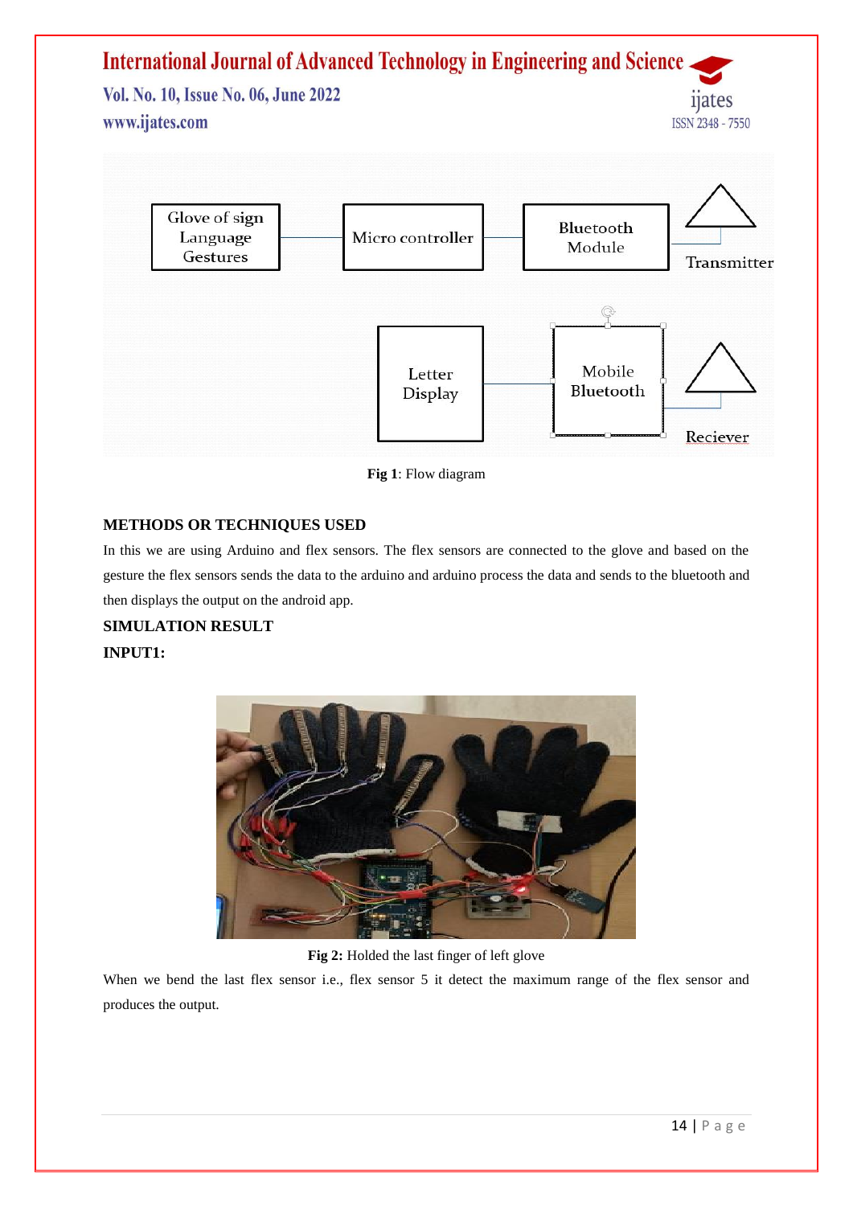Fig 1: Flow diagram

## METHODS OR TECHNIQUES USED

In this we are using Arduino and flex sensors. The flex sensors are connected to the glove and based on the gesture the flex sensors sends the data to the arduino and arduino process the data and sends to the bluetooth and then displays the output on the android app.

## SIMULATION RESULT

### INPUT1:

**Fig 2:** Holded the last finger of left glove

When we bend the last flex sensor i.e., flex sensor 5 it detect the maximum range of the flex sensor and produces the output.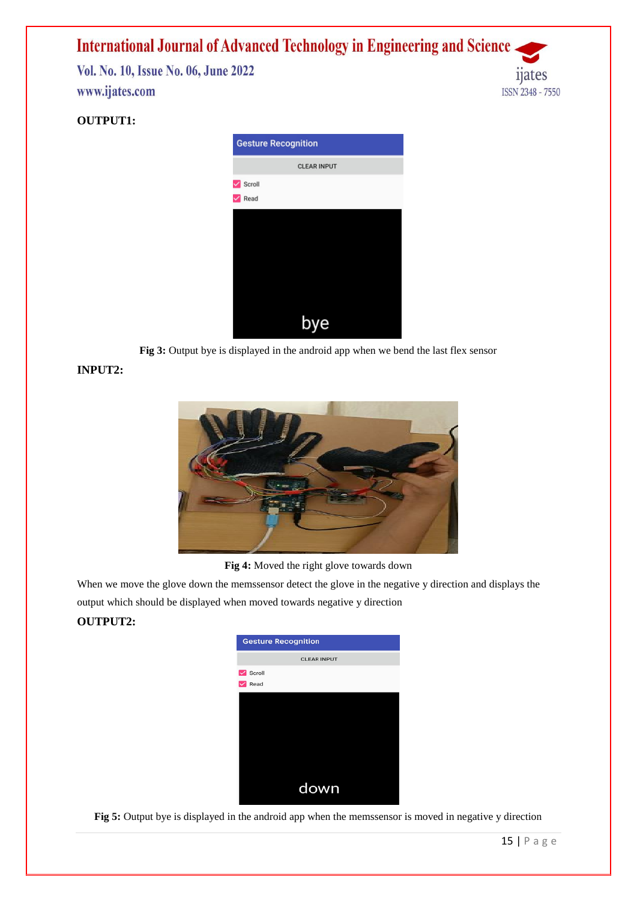**OUTPUT1:**

**Fig 3:** Output bye is displayed in the android app when we bend the last flex sensor

**INPUT2:**

**Fig 4:** Moved the right glove towards down

When we move the glove down the memssensor detect the glove in the negative y direction and displays the output which should be displayed when moved towards negative y direction

**OUTPUT2:**

**Fig 5:** Output bye is displayed in the android app when the memssensor is moved in negative y direction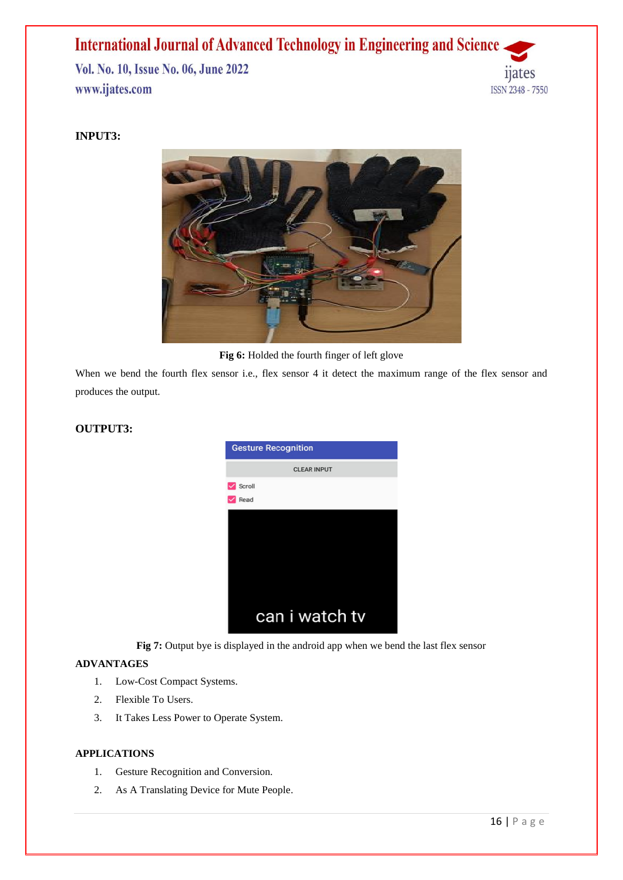**INPUT3:**

**Fig 6:** Holded the fourth finger of left glove

When we bend the fourth flex sensor i.e., flex sensor 4 it detect the maximum range of the flex sensor and produces the output.

**OUTPUT3:**

**Fig 7:** Output bye is displayed in the android app when we bend the last flex sensor

**ADVANTAGES**

1. Low-Cost Compact Systems.
2. Flexible To Users.
3. It Takes Less Power to Operate System.

**APPLICATIONS**

1. Gesture Recognition and Conversion.
2. As A Translating Device for Mute People.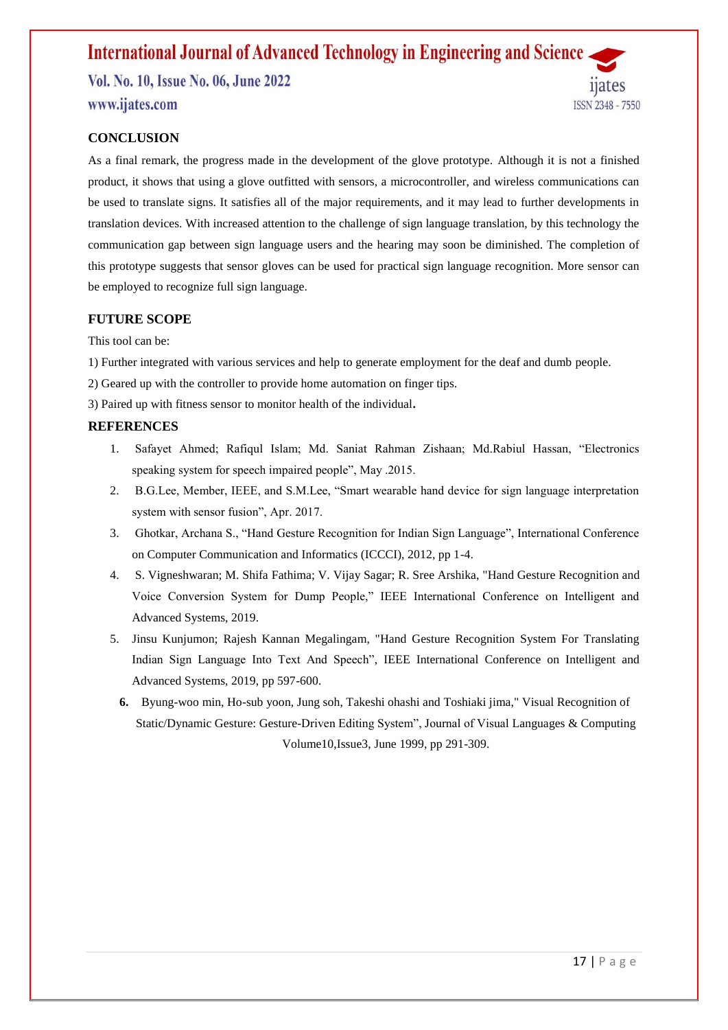## CONCLUSION

As a final remark, the progress made in the development of the glove prototype. Although it is not a finished product, it shows that using a glove outfitted with sensors, a microcontroller, and wireless communications can be used to translate signs. It satisfies all of the major requirements, and it may lead to further developments in translation devices. With increased attention to the challenge of sign language translation, by this technology the communication gap between sign language users and the hearing may soon be diminished. The completion of this prototype suggests that sensor gloves can be used for practical sign language recognition. More sensor can be employed to recognize full sign language.

## FUTURE SCOPE

This tool can be:

1) Further integrated with various services and help to generate employment for the deaf and dumb people.
2) Geared up with the controller to provide home automation on finger tips.
3) Paired up with fitness sensor to monitor health of the individual**.**

## REFERENCES

1. Safayet Ahmed; Rafiqul Islam; Md. Saniat Rahman Zishaan; Md.Rabiul Hassan, “Electronics speaking system for speech impaired people”, May .2015.
2. B.G.Lee, Member, IEEE, and S.M.Lee, “Smart wearable hand device for sign language interpretation system with sensor fusion”, Apr. 2017.
3. Ghotkar, Archana S., “Hand Gesture Recognition for Indian Sign Language”, International Conference on Computer Communication and Informatics (ICCCI), 2012, pp 1-4.
4. S. Vigneshwaran; M. Shifa Fathima; V. Vijay Sagar; R. Sree Arshika, "Hand Gesture Recognition and Voice Conversion System for Dump People," IEEE International Conference on Intelligent and Advanced Systems, 2019.
5. Jinsu Kunjumon; Rajesh Kannan Megalingam, "Hand Gesture Recognition System For Translating Indian Sign Language Into Text And Speech", IEEE International Conference on Intelligent and Advanced Systems, 2019, pp 597-600.
6. Byung-woo min, Ho-sub yoon, Jung soh, Takeshi ohashi and Toshiaki jima," Visual Recognition of Static/Dynamic Gesture: Gesture-Driven Editing System”, Journal of Visual Languages & Computing Volume10,Issue3, June 1999, pp 291-309.